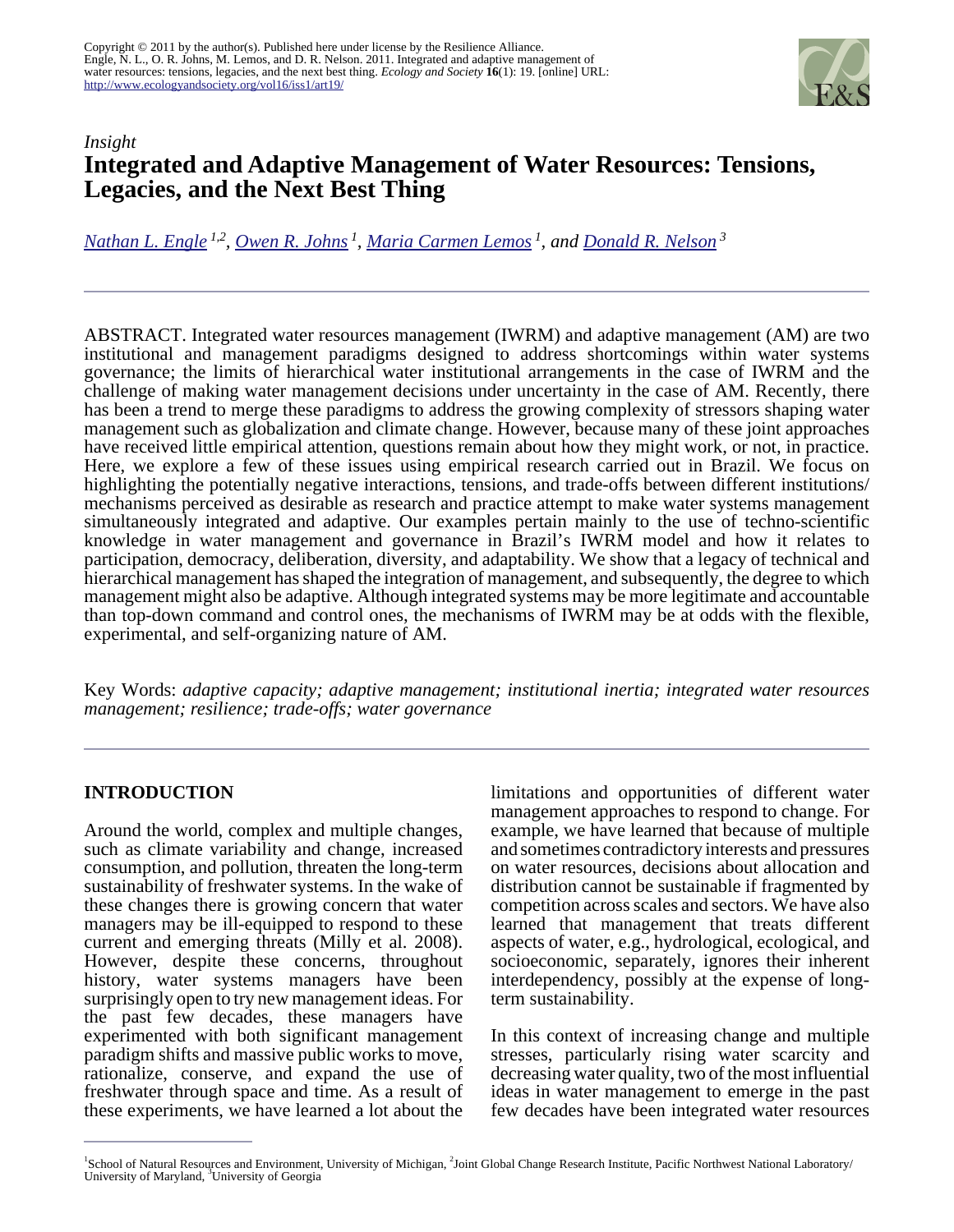Copyright © 2011 by the author(s). Published here under license by the Resilience Alliance.
Engle, N. L., O. R. Johns, M. Lemos, and D. R. Nelson. 2011. Integrated and adaptive management of water resources: tensions, legacies, and the next best thing. *Ecology and Society* **16**(1): 19. [online] URL: http://www.ecologyandsociety.org/vol16/iss1/art19/

*Insight*

# Integrated and Adaptive Management of Water Resources: Tensions, Legacies, and the Next Best Thing

*Nathan L. Engle [1,2], Owen R. Johns [1], Maria Carmen Lemos [1], and Donald R. Nelson [3]*

---

ABSTRACT. Integrated water resources management (IWRM) and adaptive management (AM) are two institutional and management paradigms designed to address shortcomings within water systems governance; the limits of hierarchical water institutional arrangements in the case of IWRM and the challenge of making water management decisions under uncertainty in the case of AM. Recently, there has been a trend to merge these paradigms to address the growing complexity of stressors shaping water management such as globalization and climate change. However, because many of these joint approaches have received little empirical attention, questions remain about how they might work, or not, in practice. Here, we explore a few of these issues using empirical research carried out in Brazil. We focus on highlighting the potentially negative interactions, tensions, and trade-offs between different institutions/mechanisms perceived as desirable as research and practice attempt to make water systems management simultaneously integrated and adaptive. Our examples pertain mainly to the use of techno-scientific knowledge in water management and governance in Brazil's IWRM model and how it relates to participation, democracy, deliberation, diversity, and adaptability. We show that a legacy of technical and hierarchical management has shaped the integration of management, and subsequently, the degree to which management might also be adaptive. Although integrated systems may be more legitimate and accountable than top-down command and control ones, the mechanisms of IWRM may be at odds with the flexible, experimental, and self-organizing nature of AM.

Key Words: *adaptive capacity; adaptive management; institutional inertia; integrated water resources management; resilience; trade-offs; water governance*

---

## INTRODUCTION

Around the world, complex and multiple changes, such as climate variability and change, increased consumption, and pollution, threaten the long-term sustainability of freshwater systems. In the wake of these changes there is growing concern that water managers may be ill-equipped to respond to these current and emerging threats (Milly et al. 2008). However, despite these concerns, throughout history, water systems managers have been surprisingly open to try new management ideas. For the past few decades, these managers have experimented with both significant management paradigm shifts and massive public works to move, rationalize, conserve, and expand the use of freshwater through space and time. As a result of these experiments, we have learned a lot about the limitations and opportunities of different water management approaches to respond to change. For example, we have learned that because of multiple and sometimes contradictory interests and pressures on water resources, decisions about allocation and distribution cannot be sustainable if fragmented by competition across scales and sectors. We have also learned that management that treats different aspects of water, e.g., hydrological, ecological, and socioeconomic, separately, ignores their inherent interdependency, possibly at the expense of long-term sustainability.

In this context of increasing change and multiple stresses, particularly rising water scarcity and decreasing water quality, two of the most influential ideas in water management to emerge in the past few decades have been integrated water resources

---

[1] School of Natural Resources and Environment, University of Michigan, [2] Joint Global Change Research Institute, Pacific Northwest National Laboratory/University of Maryland, [3] University of Georgia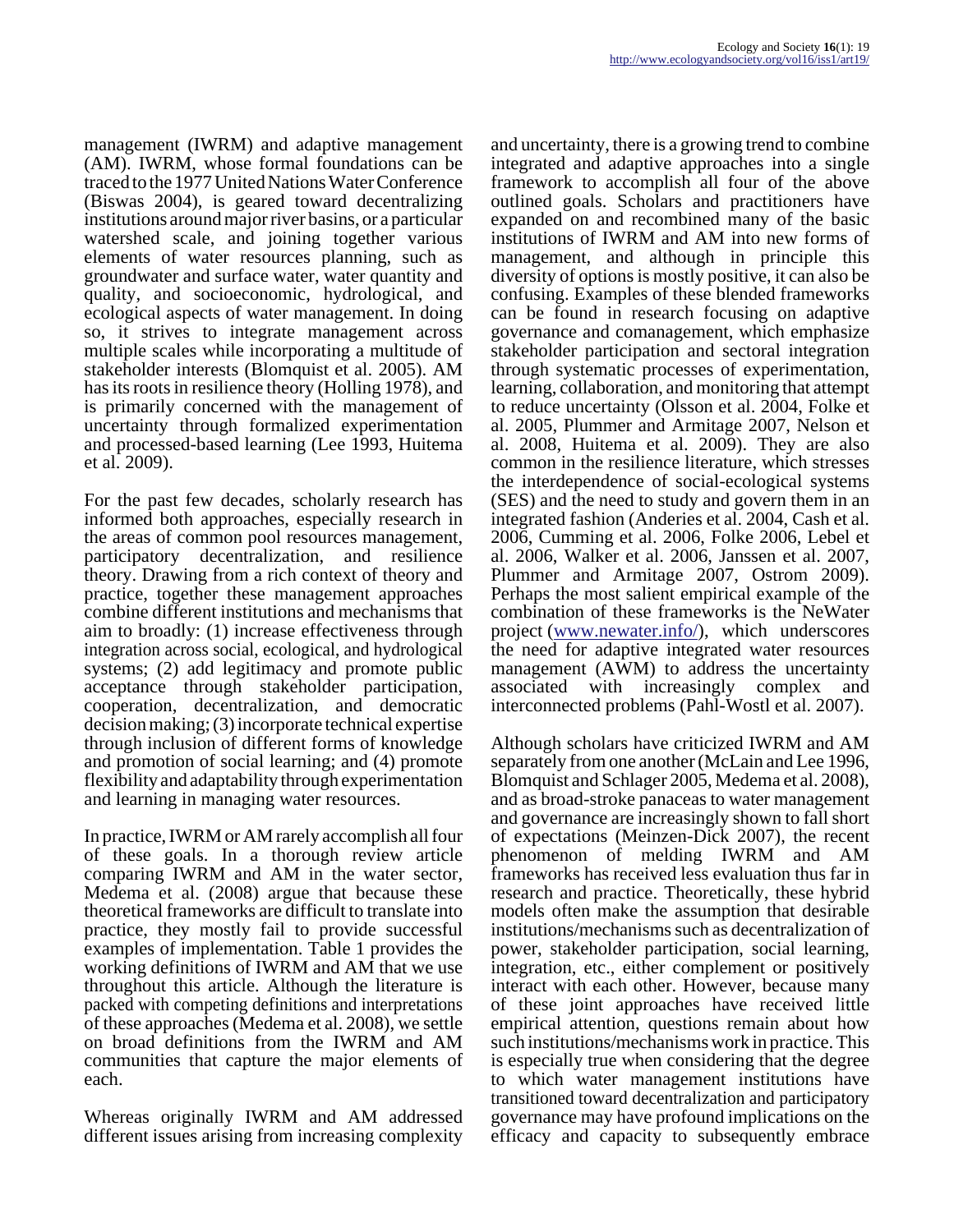management (IWRM) and adaptive management (AM). IWRM, whose formal foundations can be traced to the 1977 United Nations Water Conference (Biswas 2004), is geared toward decentralizing institutions around major river basins, or a particular watershed scale, and joining together various elements of water resources planning, such as groundwater and surface water, water quantity and quality, and socioeconomic, hydrological, and ecological aspects of water management. In doing so, it strives to integrate management across multiple scales while incorporating a multitude of stakeholder interests (Blomquist et al. 2005). AM has its roots in resilience theory (Holling 1978), and is primarily concerned with the management of uncertainty through formalized experimentation and processed-based learning (Lee 1993, Huitema et al. 2009).

For the past few decades, scholarly research has informed both approaches, especially research in the areas of common pool resources management, participatory decentralization, and resilience theory. Drawing from a rich context of theory and practice, together these management approaches combine different institutions and mechanisms that aim to broadly: (1) increase effectiveness through integration across social, ecological, and hydrological systems; (2) add legitimacy and promote public acceptance through stakeholder participation, cooperation, decentralization, and democratic decision making; (3) incorporate technical expertise through inclusion of different forms of knowledge and promotion of social learning; and (4) promote flexibility and adaptability through experimentation and learning in managing water resources.

In practice, IWRM or AM rarely accomplish all four of these goals. In a thorough review article comparing IWRM and AM in the water sector, Medema et al. (2008) argue that because these theoretical frameworks are difficult to translate into practice, they mostly fail to provide successful examples of implementation. Table 1 provides the working definitions of IWRM and AM that we use throughout this article. Although the literature is packed with competing definitions and interpretations of these approaches (Medema et al. 2008), we settle on broad definitions from the IWRM and AM communities that capture the major elements of each.

Whereas originally IWRM and AM addressed different issues arising from increasing complexity and uncertainty, there is a growing trend to combine integrated and adaptive approaches into a single framework to accomplish all four of the above outlined goals. Scholars and practitioners have expanded on and recombined many of the basic institutions of IWRM and AM into new forms of management, and although in principle this diversity of options is mostly positive, it can also be confusing. Examples of these blended frameworks can be found in research focusing on adaptive governance and comanagement, which emphasize stakeholder participation and sectoral integration through systematic processes of experimentation, learning, collaboration, and monitoring that attempt to reduce uncertainty (Olsson et al. 2004, Folke et al. 2005, Plummer and Armitage 2007, Nelson et al. 2008, Huitema et al. 2009). They are also common in the resilience literature, which stresses the interdependence of social-ecological systems (SES) and the need to study and govern them in an integrated fashion (Anderies et al. 2004, Cash et al. 2006, Cumming et al. 2006, Folke 2006, Lebel et al. 2006, Walker et al. 2006, Janssen et al. 2007, Plummer and Armitage 2007, Ostrom 2009). Perhaps the most salient empirical example of the combination of these frameworks is the NeWater project (www.newater.info/), which underscores the need for adaptive integrated water resources management (AWM) to address the uncertainty associated with increasingly complex and interconnected problems (Pahl-Wostl et al. 2007).

Although scholars have criticized IWRM and AM separately from one another (McLain and Lee 1996, Blomquist and Schlager 2005, Medema et al. 2008), and as broad-stroke panaceas to water management and governance are increasingly shown to fall short of expectations (Meinzen-Dick 2007), the recent phenomenon of melding IWRM and AM frameworks has received less evaluation thus far in research and practice. Theoretically, these hybrid models often make the assumption that desirable institutions/mechanisms such as decentralization of power, stakeholder participation, social learning, integration, etc., either complement or positively interact with each other. However, because many of these joint approaches have received little empirical attention, questions remain about how such institutions/mechanisms work in practice. This is especially true when considering that the degree to which water management institutions have transitioned toward decentralization and participatory governance may have profound implications on the efficacy and capacity to subsequently embrace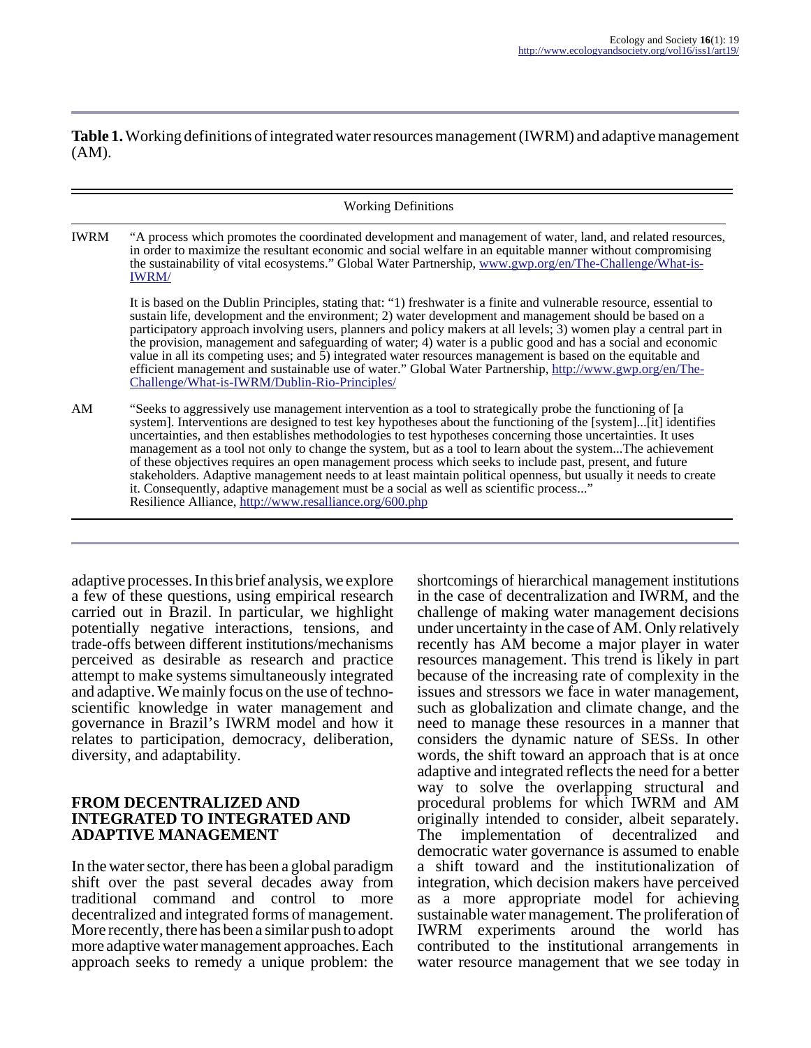**Table 1.** Working definitions of integrated water resources management (IWRM) and adaptive management (AM).

| | Working Definitions |
|---|---|
| IWRM | "A process which promotes the coordinated development and management of water, land, and related resources, in order to maximize the resultant economic and social welfare in an equitable manner without compromising the sustainability of vital ecosystems." Global Water Partnership, www.gwp.org/en/The-Challenge/What-is-IWRM/ <br><br> It is based on the Dublin Principles, stating that: "1) freshwater is a finite and vulnerable resource, essential to sustain life, development and the environment; 2) water development and management should be based on a participatory approach involving users, planners and policy makers at all levels; 3) women play a central part in the provision, management and safeguarding of water; 4) water is a public good and has a social and economic value in all its competing uses; and 5) integrated water resources management is based on the equitable and efficient management and sustainable use of water." Global Water Partnership, http://www.gwp.org/en/The-Challenge/What-is-IWRM/Dublin-Rio-Principles/ |
| AM | "Seeks to aggressively use management intervention as a tool to strategically probe the functioning of [a system]. Interventions are designed to test key hypotheses about the functioning of the [system]...[it] identifies uncertainties, and then establishes methodologies to test hypotheses concerning those uncertainties. It uses management as a tool not only to change the system, but as a tool to learn about the system...The achievement of these objectives requires an open management process which seeks to include past, present, and future stakeholders. Adaptive management needs to at least maintain political openness, but usually it needs to create it. Consequently, adaptive management must be a social as well as scientific process..." Resilience Alliance, http://www.resalliance.org/600.php |

adaptive processes. In this brief analysis, we explore a few of these questions, using empirical research carried out in Brazil. In particular, we highlight potentially negative interactions, tensions, and trade-offs between different institutions/mechanisms perceived as desirable as research and practice attempt to make systems simultaneously integrated and adaptive. We mainly focus on the use of techno-scientific knowledge in water management and governance in Brazil's IWRM model and how it relates to participation, democracy, deliberation, diversity, and adaptability.

## FROM DECENTRALIZED AND INTEGRATED TO INTEGRATED AND ADAPTIVE MANAGEMENT

In the water sector, there has been a global paradigm shift over the past several decades away from traditional command and control to more decentralized and integrated forms of management. More recently, there has been a similar push to adopt more adaptive water management approaches. Each approach seeks to remedy a unique problem: the shortcomings of hierarchical management institutions in the case of decentralization and IWRM, and the challenge of making water management decisions under uncertainty in the case of AM. Only relatively recently has AM become a major player in water resources management. This trend is likely in part because of the increasing rate of complexity in the issues and stressors we face in water management, such as globalization and climate change, and the need to manage these resources in a manner that considers the dynamic nature of SESs. In other words, the shift toward an approach that is at once adaptive and integrated reflects the need for a better way to solve the overlapping structural and procedural problems for which IWRM and AM originally intended to consider, albeit separately. The implementation of decentralized and democratic water governance is assumed to enable a shift toward and the institutionalization of integration, which decision makers have perceived as a more appropriate model for achieving sustainable water management. The proliferation of IWRM experiments around the world has contributed to the institutional arrangements in water resource management that we see today in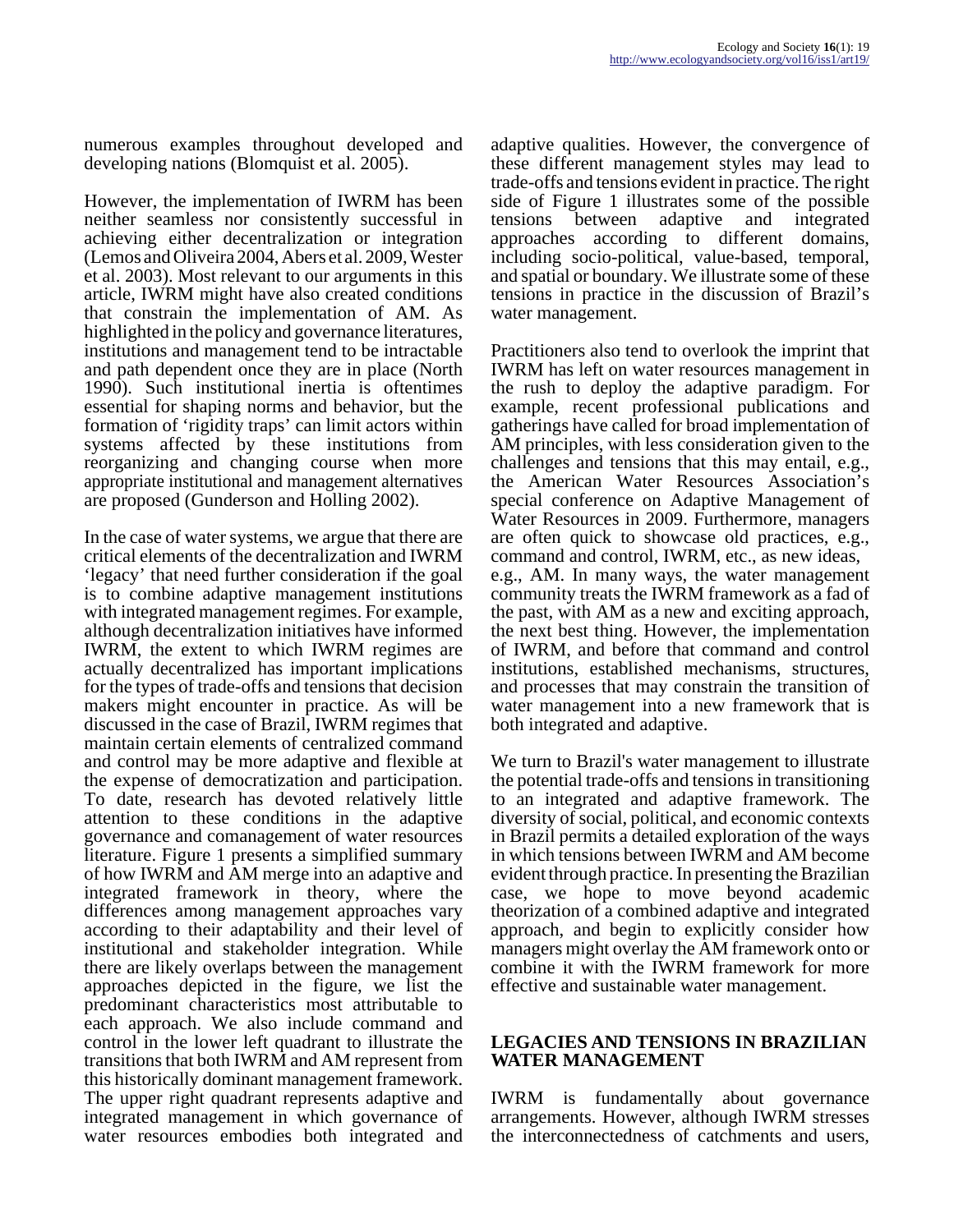numerous examples throughout developed and developing nations (Blomquist et al. 2005).

However, the implementation of IWRM has been neither seamless nor consistently successful in achieving either decentralization or integration (Lemos and Oliveira 2004, Abers et al. 2009, Wester et al. 2003). Most relevant to our arguments in this article, IWRM might have also created conditions that constrain the implementation of AM. As highlighted in the policy and governance literatures, institutions and management tend to be intractable and path dependent once they are in place (North 1990). Such institutional inertia is oftentimes essential for shaping norms and behavior, but the formation of 'rigidity traps' can limit actors within systems affected by these institutions from reorganizing and changing course when more appropriate institutional and management alternatives are proposed (Gunderson and Holling 2002).

In the case of water systems, we argue that there are critical elements of the decentralization and IWRM 'legacy' that need further consideration if the goal is to combine adaptive management institutions with integrated management regimes. For example, although decentralization initiatives have informed IWRM, the extent to which IWRM regimes are actually decentralized has important implications for the types of trade-offs and tensions that decision makers might encounter in practice. As will be discussed in the case of Brazil, IWRM regimes that maintain certain elements of centralized command and control may be more adaptive and flexible at the expense of democratization and participation. To date, research has devoted relatively little attention to these conditions in the adaptive governance and comanagement of water resources literature. Figure 1 presents a simplified summary of how IWRM and AM merge into an adaptive and integrated framework in theory, where the differences among management approaches vary according to their adaptability and their level of institutional and stakeholder integration. While there are likely overlaps between the management approaches depicted in the figure, we list the predominant characteristics most attributable to each approach. We also include command and control in the lower left quadrant to illustrate the transitions that both IWRM and AM represent from this historically dominant management framework. The upper right quadrant represents adaptive and integrated management in which governance of water resources embodies both integrated and adaptive qualities. However, the convergence of these different management styles may lead to trade-offs and tensions evident in practice. The right side of Figure 1 illustrates some of the possible tensions between adaptive and integrated approaches according to different domains, including socio-political, value-based, temporal, and spatial or boundary. We illustrate some of these tensions in practice in the discussion of Brazil's water management.

Practitioners also tend to overlook the imprint that IWRM has left on water resources management in the rush to deploy the adaptive paradigm. For example, recent professional publications and gatherings have called for broad implementation of AM principles, with less consideration given to the challenges and tensions that this may entail, e.g., the American Water Resources Association's special conference on Adaptive Management of Water Resources in 2009. Furthermore, managers are often quick to showcase old practices, e.g., command and control, IWRM, etc., as new ideas, e.g., AM. In many ways, the water management community treats the IWRM framework as a fad of the past, with AM as a new and exciting approach, the next best thing. However, the implementation of IWRM, and before that command and control institutions, established mechanisms, structures, and processes that may constrain the transition of water management into a new framework that is both integrated and adaptive.

We turn to Brazil's water management to illustrate the potential trade-offs and tensions in transitioning to an integrated and adaptive framework. The diversity of social, political, and economic contexts in Brazil permits a detailed exploration of the ways in which tensions between IWRM and AM become evident through practice. In presenting the Brazilian case, we hope to move beyond academic theorization of a combined adaptive and integrated approach, and begin to explicitly consider how managers might overlay the AM framework onto or combine it with the IWRM framework for more effective and sustainable water management.

## LEGACIES AND TENSIONS IN BRAZILIAN WATER MANAGEMENT

IWRM is fundamentally about governance arrangements. However, although IWRM stresses the interconnectedness of catchments and users,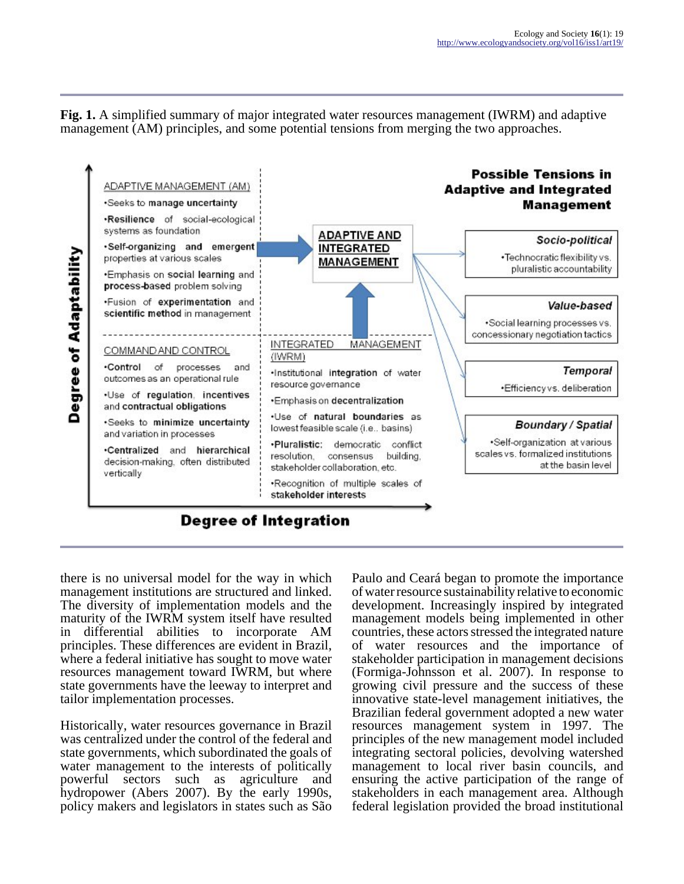**Fig. 1.** A simplified summary of major integrated water resources management (IWRM) and adaptive management (AM) principles, and some potential tensions from merging the two approaches.

ADAPTIVE MANAGEMENT (AM)

- Seeks to **manage uncertainty**
- **Resilience** of social-ecological systems as foundation
- **Self-organizing and emergent** properties at various scales
- Emphasis on **social learning** and **process-based** problem solving
- Fusion of **experimentation** and **scientific method** in management

COMMAND AND CONTROL

- **Control** of processes and outcomes as an operational rule
- Use of **regulation**, **incentives** and **contractual obligations**
- Seeks to **minimize uncertainty** and variation in processes
- **Centralized** and **hierarchical** decision-making, often distributed vertically

INTEGRATED MANAGEMENT (IWRM)

- Institutional **integration** of water resource governance
- Emphasis on **decentralization**
- Use of **natural boundaries** as lowest feasible scale (i.e., basins)
- **Pluralistic:** democratic conflict resolution, consensus building, stakeholder collaboration, etc.
- Recognition of multiple scales of **stakeholder interests**

ADAPTIVE AND INTEGRATED MANAGEMENT

**Possible Tensions in Adaptive and Integrated Management**

*Socio-political*
- Technocratic flexibility vs. pluralistic accountability

*Value-based*
- Social learning processes vs. concessionary negotiation tactics

*Temporal*
- Efficiency vs. deliberation

*Boundary / Spatial*
- Self-organization at various scales vs. formalized institutions at the basin level

Degree of Adaptability (vertical axis); Degree of Integration (horizontal axis)

there is no universal model for the way in which management institutions are structured and linked. The diversity of implementation models and the maturity of the IWRM system itself have resulted in differential abilities to incorporate AM principles. These differences are evident in Brazil, where a federal initiative has sought to move water resources management toward IWRM, but where state governments have the leeway to interpret and tailor implementation processes.

Historically, water resources governance in Brazil was centralized under the control of the federal and state governments, which subordinated the goals of water management to the interests of politically powerful sectors such as agriculture and hydropower (Abers 2007). By the early 1990s, policy makers and legislators in states such as São Paulo and Ceará began to promote the importance of water resource sustainability relative to economic development. Increasingly inspired by integrated management models being implemented in other countries, these actors stressed the integrated nature of water resources and the importance of stakeholder participation in management decisions (Formiga-Johnsson et al. 2007). In response to growing civil pressure and the success of these innovative state-level management initiatives, the Brazilian federal government adopted a new water resources management system in 1997. The principles of the new management model included integrating sectoral policies, devolving watershed management to local river basin councils, and ensuring the active participation of the range of stakeholders in each management area. Although federal legislation provided the broad institutional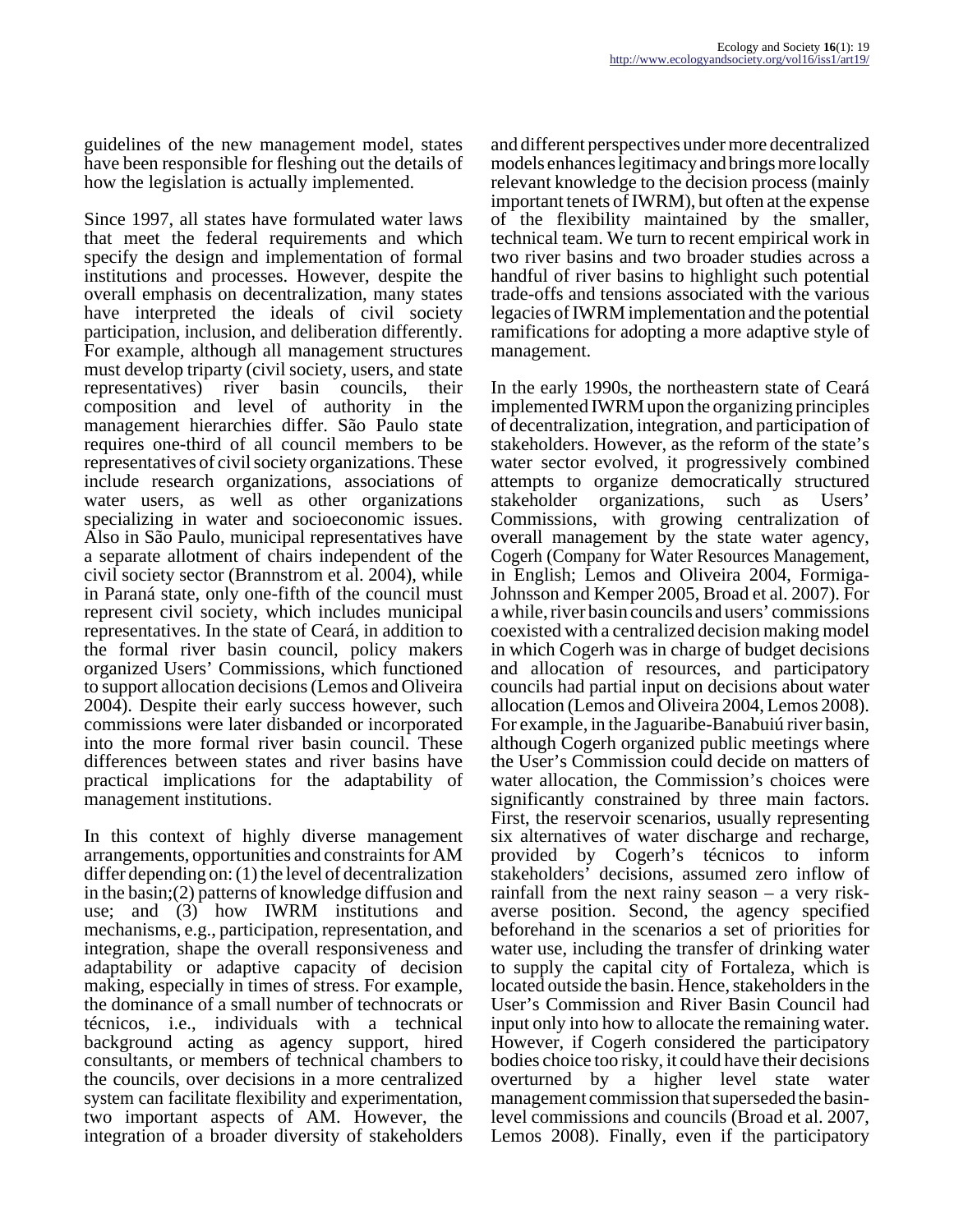guidelines of the new management model, states have been responsible for fleshing out the details of how the legislation is actually implemented.

Since 1997, all states have formulated water laws that meet the federal requirements and which specify the design and implementation of formal institutions and processes. However, despite the overall emphasis on decentralization, many states have interpreted the ideals of civil society participation, inclusion, and deliberation differently. For example, although all management structures must develop triparty (civil society, users, and state representatives) river basin councils, their composition and level of authority in the management hierarchies differ. São Paulo state requires one-third of all council members to be representatives of civil society organizations. These include research organizations, associations of water users, as well as other organizations specializing in water and socioeconomic issues. Also in São Paulo, municipal representatives have a separate allotment of chairs independent of the civil society sector (Brannstrom et al. 2004), while in Paraná state, only one-fifth of the council must represent civil society, which includes municipal representatives. In the state of Ceará, in addition to the formal river basin council, policy makers organized Users' Commissions, which functioned to support allocation decisions (Lemos and Oliveira 2004). Despite their early success however, such commissions were later disbanded or incorporated into the more formal river basin council. These differences between states and river basins have practical implications for the adaptability of management institutions.

In this context of highly diverse management arrangements, opportunities and constraints for AM differ depending on: (1) the level of decentralization in the basin;(2) patterns of knowledge diffusion and use; and (3) how IWRM institutions and mechanisms, e.g., participation, representation, and integration, shape the overall responsiveness and adaptability or adaptive capacity of decision making, especially in times of stress. For example, the dominance of a small number of technocrats or técnicos, i.e., individuals with a technical background acting as agency support, hired consultants, or members of technical chambers to the councils, over decisions in a more centralized system can facilitate flexibility and experimentation, two important aspects of AM. However, the integration of a broader diversity of stakeholders and different perspectives under more decentralized models enhances legitimacy and brings more locally relevant knowledge to the decision process (mainly important tenets of IWRM), but often at the expense of the flexibility maintained by the smaller, technical team. We turn to recent empirical work in two river basins and two broader studies across a handful of river basins to highlight such potential trade-offs and tensions associated with the various legacies of IWRM implementation and the potential ramifications for adopting a more adaptive style of management.

In the early 1990s, the northeastern state of Ceará implemented IWRM upon the organizing principles of decentralization, integration, and participation of stakeholders. However, as the reform of the state's water sector evolved, it progressively combined attempts to organize democratically structured stakeholder organizations, such as Users' Commissions, with growing centralization of overall management by the state water agency, Cogerh (Company for Water Resources Management, in English; Lemos and Oliveira 2004, Formiga-Johnsson and Kemper 2005, Broad et al. 2007). For a while, river basin councils and users' commissions coexisted with a centralized decision making model in which Cogerh was in charge of budget decisions and allocation of resources, and participatory councils had partial input on decisions about water allocation (Lemos and Oliveira 2004, Lemos 2008). For example, in the Jaguaribe-Banabuiú river basin, although Cogerh organized public meetings where the User's Commission could decide on matters of water allocation, the Commission's choices were significantly constrained by three main factors. First, the reservoir scenarios, usually representing six alternatives of water discharge and recharge, provided by Cogerh's técnicos to inform stakeholders' decisions, assumed zero inflow of rainfall from the next rainy season – a very risk-averse position. Second, the agency specified beforehand in the scenarios a set of priorities for water use, including the transfer of drinking water to supply the capital city of Fortaleza, which is located outside the basin. Hence, stakeholders in the User's Commission and River Basin Council had input only into how to allocate the remaining water. However, if Cogerh considered the participatory bodies choice too risky, it could have their decisions overturned by a higher level state water management commission that superseded the basin-level commissions and councils (Broad et al. 2007, Lemos 2008). Finally, even if the participatory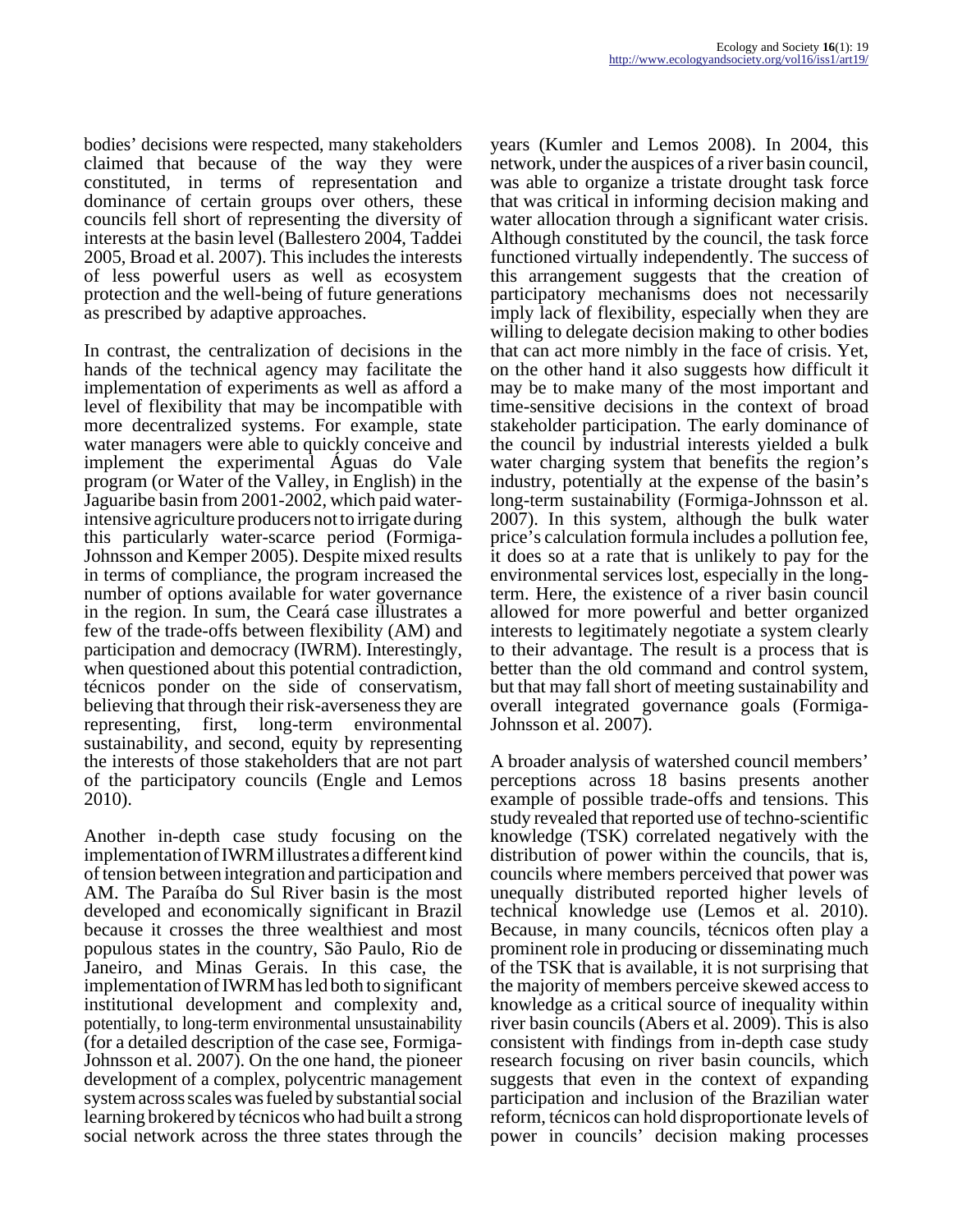bodies' decisions were respected, many stakeholders claimed that because of the way they were constituted, in terms of representation and dominance of certain groups over others, these councils fell short of representing the diversity of interests at the basin level (Ballestero 2004, Taddei 2005, Broad et al. 2007). This includes the interests of less powerful users as well as ecosystem protection and the well-being of future generations as prescribed by adaptive approaches.

In contrast, the centralization of decisions in the hands of the technical agency may facilitate the implementation of experiments as well as afford a level of flexibility that may be incompatible with more decentralized systems. For example, state water managers were able to quickly conceive and implement the experimental Águas do Vale program (or Water of the Valley, in English) in the Jaguaribe basin from 2001-2002, which paid water-intensive agriculture producers not to irrigate during this particularly water-scarce period (Formiga-Johnsson and Kemper 2005). Despite mixed results in terms of compliance, the program increased the number of options available for water governance in the region. In sum, the Ceará case illustrates a few of the trade-offs between flexibility (AM) and participation and democracy (IWRM). Interestingly, when questioned about this potential contradiction, técnicos ponder on the side of conservatism, believing that through their risk-averseness they are representing, first, long-term environmental sustainability, and second, equity by representing the interests of those stakeholders that are not part of the participatory councils (Engle and Lemos 2010).

Another in-depth case study focusing on the implementation of IWRM illustrates a different kind of tension between integration and participation and AM. The Paraíba do Sul River basin is the most developed and economically significant in Brazil because it crosses the three wealthiest and most populous states in the country, São Paulo, Rio de Janeiro, and Minas Gerais. In this case, the implementation of IWRM has led both to significant institutional development and complexity and, potentially, to long-term environmental unsustainability (for a detailed description of the case see, Formiga-Johnsson et al. 2007). On the one hand, the pioneer development of a complex, polycentric management system across scales was fueled by substantial social learning brokered by técnicos who had built a strong social network across the three states through the years (Kumler and Lemos 2008). In 2004, this network, under the auspices of a river basin council, was able to organize a tristate drought task force that was critical in informing decision making and water allocation through a significant water crisis. Although constituted by the council, the task force functioned virtually independently. The success of this arrangement suggests that the creation of participatory mechanisms does not necessarily imply lack of flexibility, especially when they are willing to delegate decision making to other bodies that can act more nimbly in the face of crisis. Yet, on the other hand it also suggests how difficult it may be to make many of the most important and time-sensitive decisions in the context of broad stakeholder participation. The early dominance of the council by industrial interests yielded a bulk water charging system that benefits the region's industry, potentially at the expense of the basin's long-term sustainability (Formiga-Johnsson et al. 2007). In this system, although the bulk water price's calculation formula includes a pollution fee, it does so at a rate that is unlikely to pay for the environmental services lost, especially in the long-term. Here, the existence of a river basin council allowed for more powerful and better organized interests to legitimately negotiate a system clearly to their advantage. The result is a process that is better than the old command and control system, but that may fall short of meeting sustainability and overall integrated governance goals (Formiga-Johnsson et al. 2007).

A broader analysis of watershed council members' perceptions across 18 basins presents another example of possible trade-offs and tensions. This study revealed that reported use of techno-scientific knowledge (TSK) correlated negatively with the distribution of power within the councils, that is, councils where members perceived that power was unequally distributed reported higher levels of technical knowledge use (Lemos et al. 2010). Because, in many councils, técnicos often play a prominent role in producing or disseminating much of the TSK that is available, it is not surprising that the majority of members perceive skewed access to knowledge as a critical source of inequality within river basin councils (Abers et al. 2009). This is also consistent with findings from in-depth case study research focusing on river basin councils, which suggests that even in the context of expanding participation and inclusion of the Brazilian water reform, técnicos can hold disproportionate levels of power in councils' decision making processes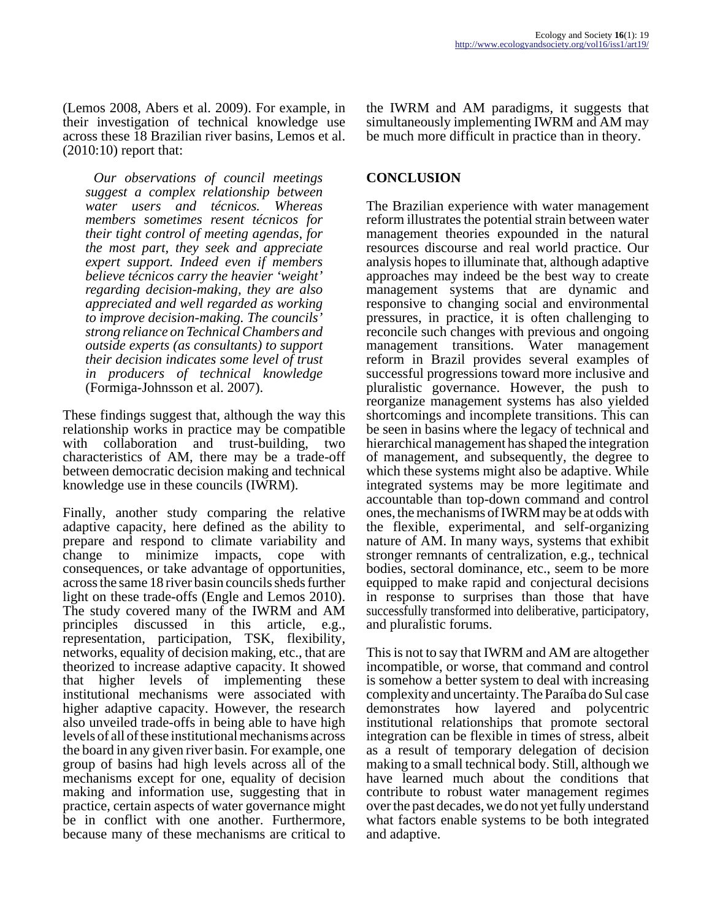(Lemos 2008, Abers et al. 2009). For example, in their investigation of technical knowledge use across these 18 Brazilian river basins, Lemos et al. (2010:10) report that:

> *Our observations of council meetings suggest a complex relationship between water users and técnicos. Whereas members sometimes resent técnicos for their tight control of meeting agendas, for the most part, they seek and appreciate expert support. Indeed even if members believe técnicos carry the heavier 'weight' regarding decision-making, they are also appreciated and well regarded as working to improve decision-making. The councils' strong reliance on Technical Chambers and outside experts (as consultants) to support their decision indicates some level of trust in producers of technical knowledge* (Formiga-Johnsson et al. 2007).

These findings suggest that, although the way this relationship works in practice may be compatible with collaboration and trust-building, two characteristics of AM, there may be a trade-off between democratic decision making and technical knowledge use in these councils (IWRM).

Finally, another study comparing the relative adaptive capacity, here defined as the ability to prepare and respond to climate variability and change to minimize impacts, cope with consequences, or take advantage of opportunities, across the same 18 river basin councils sheds further light on these trade-offs (Engle and Lemos 2010). The study covered many of the IWRM and AM principles discussed in this article, e.g., representation, participation, TSK, flexibility, networks, equality of decision making, etc., that are theorized to increase adaptive capacity. It showed that higher levels of implementing these institutional mechanisms were associated with higher adaptive capacity. However, the research also unveiled trade-offs in being able to have high levels of all of these institutional mechanisms across the board in any given river basin. For example, one group of basins had high levels across all of the mechanisms except for one, equality of decision making and information use, suggesting that in practice, certain aspects of water governance might be in conflict with one another. Furthermore, because many of these mechanisms are critical to the IWRM and AM paradigms, it suggests that simultaneously implementing IWRM and AM may be much more difficult in practice than in theory.

## CONCLUSION

The Brazilian experience with water management reform illustrates the potential strain between water management theories expounded in the natural resources discourse and real world practice. Our analysis hopes to illuminate that, although adaptive approaches may indeed be the best way to create management systems that are dynamic and responsive to changing social and environmental pressures, in practice, it is often challenging to reconcile such changes with previous and ongoing management transitions. Water management reform in Brazil provides several examples of successful progressions toward more inclusive and pluralistic governance. However, the push to reorganize management systems has also yielded shortcomings and incomplete transitions. This can be seen in basins where the legacy of technical and hierarchical management has shaped the integration of management, and subsequently, the degree to which these systems might also be adaptive. While integrated systems may be more legitimate and accountable than top-down command and control ones, the mechanisms of IWRM may be at odds with the flexible, experimental, and self-organizing nature of AM. In many ways, systems that exhibit stronger remnants of centralization, e.g., technical bodies, sectoral dominance, etc., seem to be more equipped to make rapid and conjectural decisions in response to surprises than those that have successfully transformed into deliberative, participatory, and pluralistic forums.

This is not to say that IWRM and AM are altogether incompatible, or worse, that command and control is somehow a better system to deal with increasing complexity and uncertainty. The Paraíba do Sul case demonstrates how layered and polycentric institutional relationships that promote sectoral integration can be flexible in times of stress, albeit as a result of temporary delegation of decision making to a small technical body. Still, although we have learned much about the conditions that contribute to robust water management regimes over the past decades, we do not yet fully understand what factors enable systems to be both integrated and adaptive.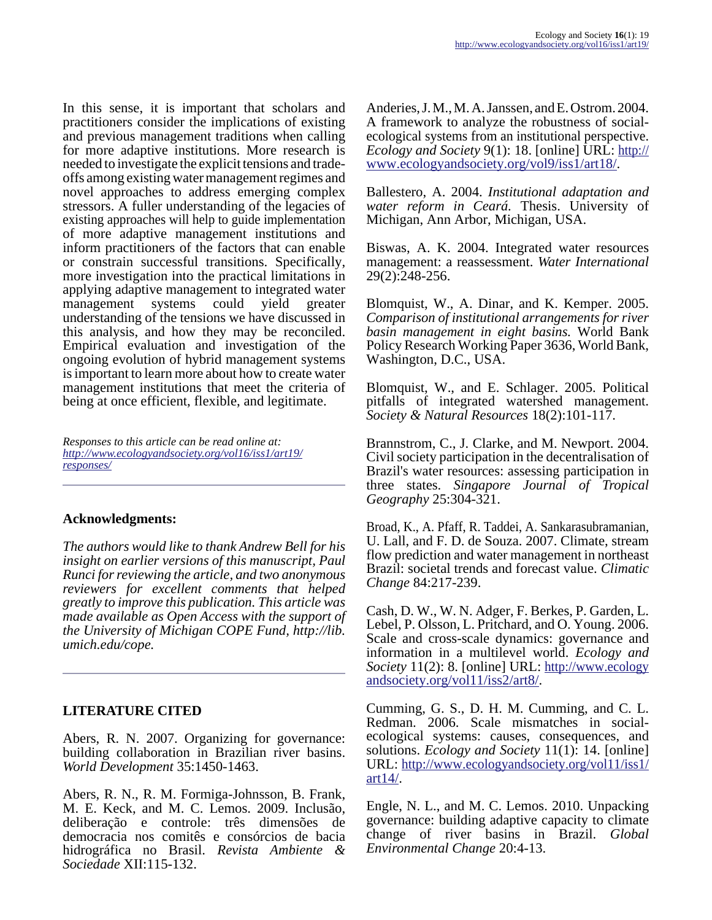In this sense, it is important that scholars and practitioners consider the implications of existing and previous management traditions when calling for more adaptive institutions. More research is needed to investigate the explicit tensions and trade-offs among existing water management regimes and novel approaches to address emerging complex stressors. A fuller understanding of the legacies of existing approaches will help to guide implementation of more adaptive management institutions and inform practitioners of the factors that can enable or constrain successful transitions. Specifically, more investigation into the practical limitations in applying adaptive management to integrated water management systems could yield greater understanding of the tensions we have discussed in this analysis, and how they may be reconciled. Empirical evaluation and investigation of the ongoing evolution of hybrid management systems is important to learn more about how to create water management institutions that meet the criteria of being at once efficient, flexible, and legitimate.

*Responses to this article can be read online at: [http://www.ecologyandsociety.org/vol16/iss1/art19/responses/](http://www.ecologyandsociety.org/vol16/iss1/art19/responses/)*

---

## Acknowledgments:

*The authors would like to thank Andrew Bell for his insight on earlier versions of this manuscript, Paul Runci for reviewing the article, and two anonymous reviewers for excellent comments that helped greatly to improve this publication. This article was made available as Open Access with the support of the University of Michigan COPE Fund, http://lib.umich.edu/cope.*

---

## LITERATURE CITED

Abers, R. N. 2007. Organizing for governance: building collaboration in Brazilian river basins. *World Development* 35:1450-1463.

Abers, R. N., R. M. Formiga-Johnsson, B. Frank, M. E. Keck, and M. C. Lemos. 2009. Inclusão, deliberação e controle: três dimensões de democracia nos comitês e consórcios de bacia hidrográfica no Brasil. *Revista Ambiente & Sociedade* XII:115-132.

Anderies, J. M., M. A. Janssen, and E. Ostrom. 2004. A framework to analyze the robustness of social-ecological systems from an institutional perspective. *Ecology and Society* 9(1): 18. [online] URL: [http://www.ecologyandsociety.org/vol9/iss1/art18/](http://www.ecologyandsociety.org/vol9/iss1/art18/).

Ballestero, A. 2004. *Institutional adaptation and water reform in Ceará.* Thesis. University of Michigan, Ann Arbor, Michigan, USA.

Biswas, A. K. 2004. Integrated water resources management: a reassessment. *Water International* 29(2):248-256.

Blomquist, W., A. Dinar, and K. Kemper. 2005. *Comparison of institutional arrangements for river basin management in eight basins.* World Bank Policy Research Working Paper 3636, World Bank, Washington, D.C., USA.

Blomquist, W., and E. Schlager. 2005. Political pitfalls of integrated watershed management. *Society & Natural Resources* 18(2):101-117.

Brannstrom, C., J. Clarke, and M. Newport. 2004. Civil society participation in the decentralisation of Brazil's water resources: assessing participation in three states. *Singapore Journal of Tropical Geography* 25:304-321.

Broad, K., A. Pfaff, R. Taddei, A. Sankarasubramanian, U. Lall, and F. D. de Souza. 2007. Climate, stream flow prediction and water management in northeast Brazil: societal trends and forecast value. *Climatic Change* 84:217-239.

Cash, D. W., W. N. Adger, F. Berkes, P. Garden, L. Lebel, P. Olsson, L. Pritchard, and O. Young. 2006. Scale and cross-scale dynamics: governance and information in a multilevel world. *Ecology and Society* 11(2): 8. [online] URL: [http://www.ecologyandsociety.org/vol11/iss2/art8/](http://www.ecologyandsociety.org/vol11/iss2/art8/).

Cumming, G. S., D. H. M. Cumming, and C. L. Redman. 2006. Scale mismatches in social-ecological systems: causes, consequences, and solutions. *Ecology and Society* 11(1): 14. [online] URL: [http://www.ecologyandsociety.org/vol11/iss1/art14/](http://www.ecologyandsociety.org/vol11/iss1/art14/).

Engle, N. L., and M. C. Lemos. 2010. Unpacking governance: building adaptive capacity to climate change of river basins in Brazil. *Global Environmental Change* 20:4-13.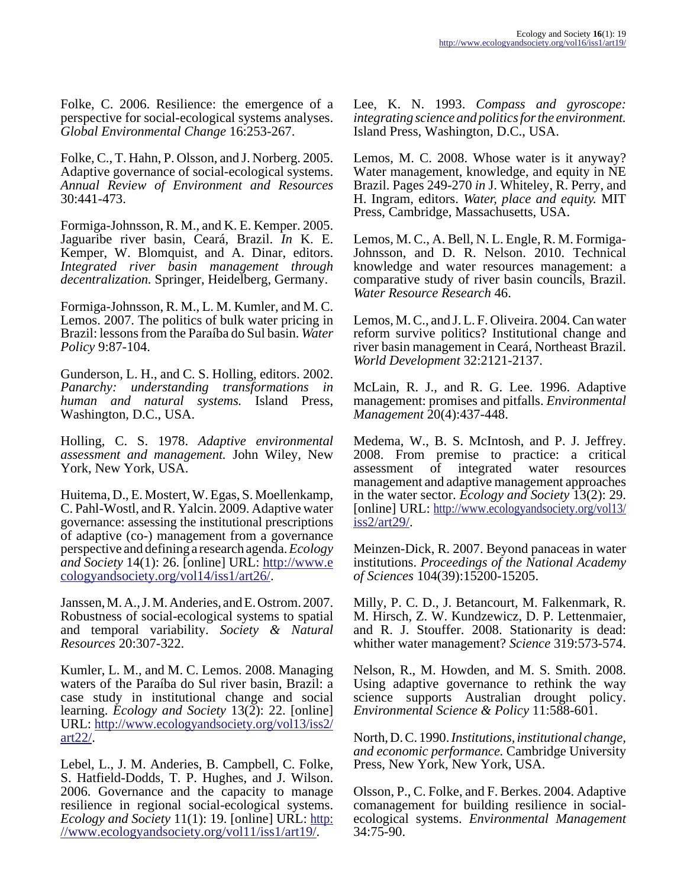Folke, C. 2006. Resilience: the emergence of a perspective for social-ecological systems analyses. *Global Environmental Change* 16:253-267.

Folke, C., T. Hahn, P. Olsson, and J. Norberg. 2005. Adaptive governance of social-ecological systems. *Annual Review of Environment and Resources* 30:441-473.

Formiga-Johnsson, R. M., and K. E. Kemper. 2005. Jaguaribe river basin, Ceará, Brazil. *In* K. E. Kemper, W. Blomquist, and A. Dinar, editors. *Integrated river basin management through decentralization.* Springer, Heidelberg, Germany.

Formiga-Johnsson, R. M., L. M. Kumler, and M. C. Lemos. 2007. The politics of bulk water pricing in Brazil: lessons from the Paraíba do Sul basin. *Water Policy* 9:87-104.

Gunderson, L. H., and C. S. Holling, editors. 2002. *Panarchy: understanding transformations in human and natural systems.* Island Press, Washington, D.C., USA.

Holling, C. S. 1978. *Adaptive environmental assessment and management.* John Wiley, New York, New York, USA.

Huitema, D., E. Mostert, W. Egas, S. Moellenkamp, C. Pahl-Wostl, and R. Yalcin. 2009. Adaptive water governance: assessing the institutional prescriptions of adaptive (co-) management from a governance perspective and defining a research agenda. *Ecology and Society* 14(1): 26. [online] URL: http://www.ecologyandsociety.org/vol14/iss1/art26/.

Janssen, M. A., J. M. Anderies, and E. Ostrom. 2007. Robustness of social-ecological systems to spatial and temporal variability. *Society & Natural Resources* 20:307-322.

Kumler, L. M., and M. C. Lemos. 2008. Managing waters of the Paraíba do Sul river basin, Brazil: a case study in institutional change and social learning. *Ecology and Society* 13(2): 22. [online] URL: http://www.ecologyandsociety.org/vol13/iss2/art22/.

Lebel, L., J. M. Anderies, B. Campbell, C. Folke, S. Hatfield-Dodds, T. P. Hughes, and J. Wilson. 2006. Governance and the capacity to manage resilience in regional social-ecological systems. *Ecology and Society* 11(1): 19. [online] URL: http://www.ecologyandsociety.org/vol11/iss1/art19/.

Lee, K. N. 1993. *Compass and gyroscope: integrating science and politics for the environment.* Island Press, Washington, D.C., USA.

Lemos, M. C. 2008. Whose water is it anyway? Water management, knowledge, and equity in NE Brazil. Pages 249-270 *in* J. Whiteley, R. Perry, and H. Ingram, editors. *Water, place and equity.* MIT Press, Cambridge, Massachusetts, USA.

Lemos, M. C., A. Bell, N. L. Engle, R. M. Formiga-Johnsson, and D. R. Nelson. 2010. Technical knowledge and water resources management: a comparative study of river basin councils, Brazil. *Water Resource Research* 46.

Lemos, M. C., and J. L. F. Oliveira. 2004. Can water reform survive politics? Institutional change and river basin management in Ceará, Northeast Brazil. *World Development* 32:2121-2137.

McLain, R. J., and R. G. Lee. 1996. Adaptive management: promises and pitfalls. *Environmental Management* 20(4):437-448.

Medema, W., B. S. McIntosh, and P. J. Jeffrey. 2008. From premise to practice: a critical assessment of integrated water resources management and adaptive management approaches in the water sector. *Ecology and Society* 13(2): 29. [online] URL: http://www.ecologyandsociety.org/vol13/iss2/art29/.

Meinzen-Dick, R. 2007. Beyond panaceas in water institutions. *Proceedings of the National Academy of Sciences* 104(39):15200-15205.

Milly, P. C. D., J. Betancourt, M. Falkenmark, R. M. Hirsch, Z. W. Kundzewicz, D. P. Lettenmaier, and R. J. Stouffer. 2008. Stationarity is dead: whither water management? *Science* 319:573-574.

Nelson, R., M. Howden, and M. S. Smith. 2008. Using adaptive governance to rethink the way science supports Australian drought policy. *Environmental Science & Policy* 11:588-601.

North, D. C. 1990. *Institutions, institutional change, and economic performance.* Cambridge University Press, New York, New York, USA.

Olsson, P., C. Folke, and F. Berkes. 2004. Adaptive comanagement for building resilience in social-ecological systems. *Environmental Management* 34:75-90.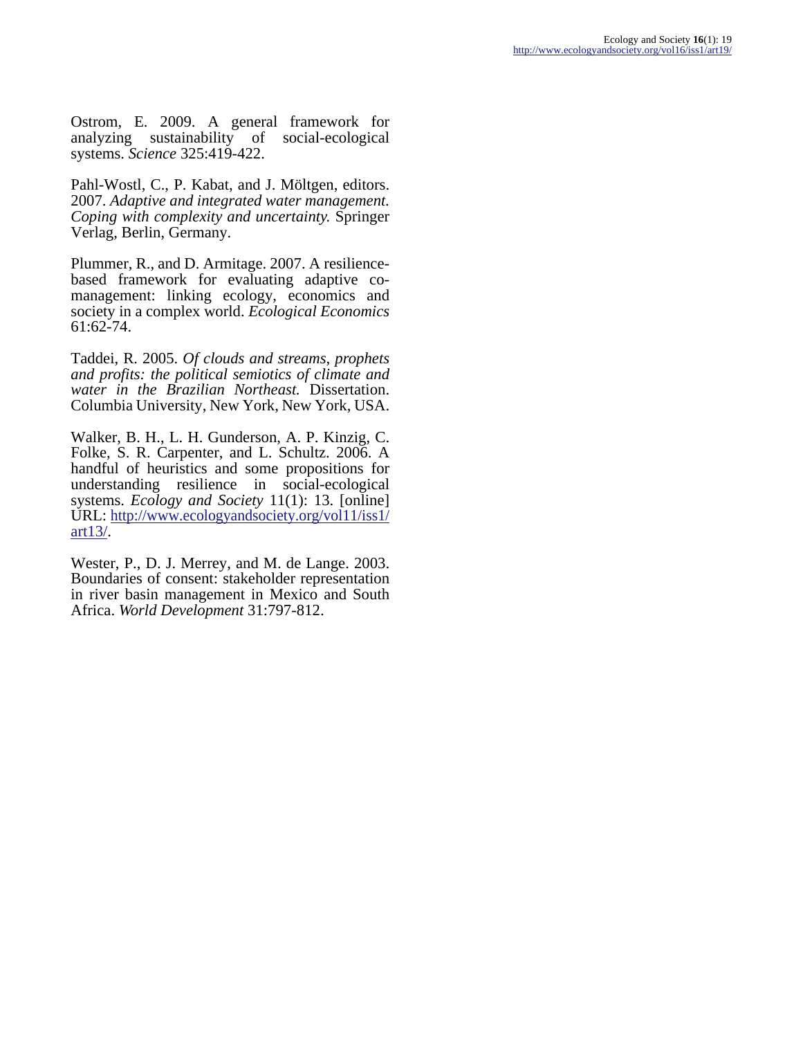Ostrom, E. 2009. A general framework for analyzing sustainability of social-ecological systems. *Science* 325:419-422.

Pahl-Wostl, C., P. Kabat, and J. Möltgen, editors. 2007. *Adaptive and integrated water management. Coping with complexity and uncertainty.* Springer Verlag, Berlin, Germany.

Plummer, R., and D. Armitage. 2007. A resilience-based framework for evaluating adaptive co-management: linking ecology, economics and society in a complex world. *Ecological Economics* 61:62-74.

Taddei, R. 2005. *Of clouds and streams, prophets and profits: the political semiotics of climate and water in the Brazilian Northeast.* Dissertation. Columbia University, New York, New York, USA.

Walker, B. H., L. H. Gunderson, A. P. Kinzig, C. Folke, S. R. Carpenter, and L. Schultz. 2006. A handful of heuristics and some propositions for understanding resilience in social-ecological systems. *Ecology and Society* 11(1): 13. [online] URL: http://www.ecologyandsociety.org/vol11/iss1/art13/.

Wester, P., D. J. Merrey, and M. de Lange. 2003. Boundaries of consent: stakeholder representation in river basin management in Mexico and South Africa. *World Development* 31:797-812.